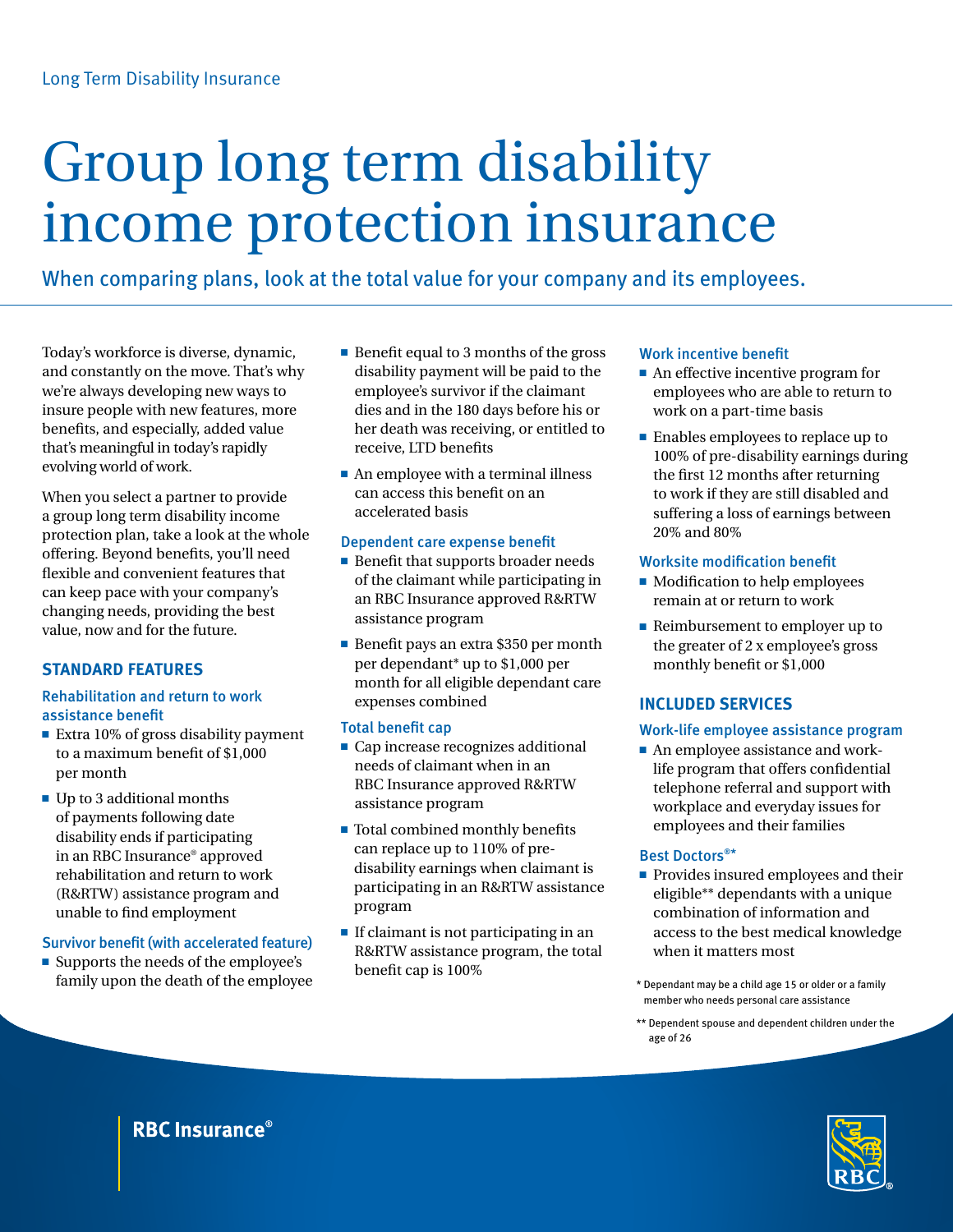Long Term Disability Insurance

# Group long term disability income protection insurance

When comparing plans, look at the total value for your company and its employees.

Today's workforce is diverse, dynamic, and constantly on the move. That's why we're always developing new ways to insure people with new features, more benefits, and especially, added value that's meaningful in today's rapidly evolving world of work.

When you select a partner to provide a group long term disability income protection plan, take a look at the whole offering. Beyond benefits, you'll need flexible and convenient features that can keep pace with your company's changing needs, providing the best value, now and for the future.

## STANDARD FEATURES

### Rehabilitation and return to work assistance benefit

- Extra 10% of gross disability payment to a maximum benefit of $1,000 per month
- Up to 3 additional months of payments following date disability ends if participating in an RBC Insurance® approved rehabilitation and return to work (R&RTW) assistance program and unable to find employment

### Survivor benefit (with accelerated feature)

- Supports the needs of the employee's family upon the death of the employee
- Benefit equal to 3 months of the gross disability payment will be paid to the employee's survivor if the claimant dies and in the 180 days before his or her death was receiving, or entitled to receive, LTD benefits
- An employee with a terminal illness can access this benefit on an accelerated basis

### Dependent care expense benefit

- Benefit that supports broader needs of the claimant while participating in an RBC Insurance approved R&RTW assistance program
- Benefit pays an extra $350 per month per dependant* up to $1,000 per month for all eligible dependant care expenses combined

### Total benefit cap

- Cap increase recognizes additional needs of claimant when in an RBC Insurance approved R&RTW assistance program
- Total combined monthly benefits can replace up to 110% of pre-disability earnings when claimant is participating in an R&RTW assistance program
- If claimant is not participating in an R&RTW assistance program, the total benefit cap is 100%

### Work incentive benefit

- An effective incentive program for employees who are able to return to work on a part-time basis
- Enables employees to replace up to 100% of pre-disability earnings during the first 12 months after returning to work if they are still disabled and suffering a loss of earnings between 20% and 80%

### Worksite modification benefit

- Modification to help employees remain at or return to work
- Reimbursement to employer up to the greater of 2 x employee's gross monthly benefit or $1,000

## INCLUDED SERVICES

### Work-life employee assistance program

- An employee assistance and work-life program that offers confidential telephone referral and support with workplace and everyday issues for employees and their families

### Best Doctors®*

- Provides insured employees and their eligible** dependants with a unique combination of information and access to the best medical knowledge when it matters most

\* Dependant may be a child age 15 or older or a family member who needs personal care assistance

\*\* Dependent spouse and dependent children under the age of 26

RBC Insurance®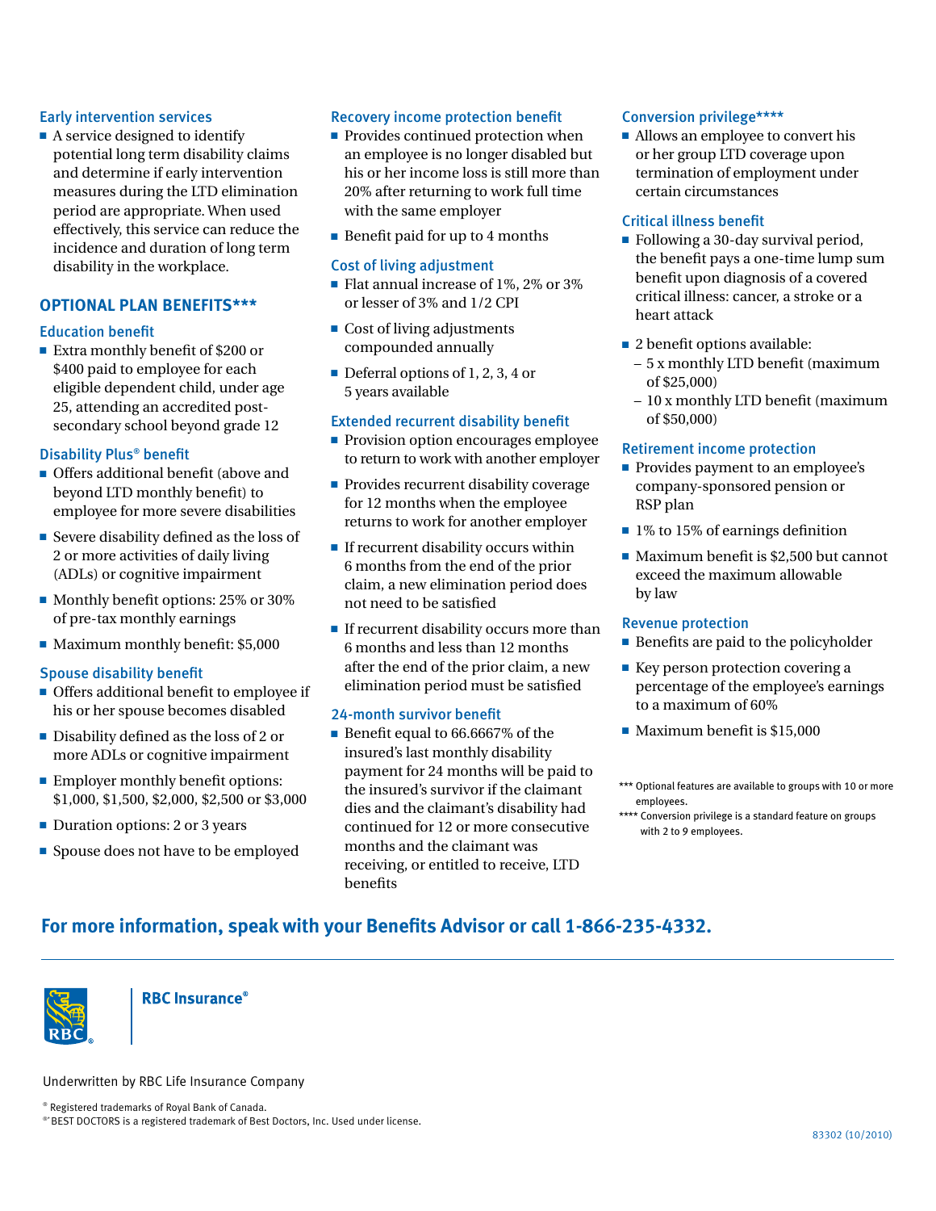### Early intervention services

- A service designed to identify potential long term disability claims and determine if early intervention measures during the LTD elimination period are appropriate. When used effectively, this service can reduce the incidence and duration of long term disability in the workplace.

## OPTIONAL PLAN BENEFITS***

### Education benefit

- Extra monthly benefit of $200 or $400 paid to employee for each eligible dependent child, under age 25, attending an accredited post-secondary school beyond grade 12

### Disability Plus® benefit

- Offers additional benefit (above and beyond LTD monthly benefit) to employee for more severe disabilities
- Severe disability defined as the loss of 2 or more activities of daily living (ADLs) or cognitive impairment
- Monthly benefit options: 25% or 30% of pre-tax monthly earnings
- Maximum monthly benefit: $5,000

### Spouse disability benefit

- Offers additional benefit to employee if his or her spouse becomes disabled
- Disability defined as the loss of 2 or more ADLs or cognitive impairment
- Employer monthly benefit options: $1,000, $1,500, $2,000, $2,500 or $3,000
- Duration options: 2 or 3 years
- Spouse does not have to be employed

### Recovery income protection benefit

- Provides continued protection when an employee is no longer disabled but his or her income loss is still more than 20% after returning to work full time with the same employer
- Benefit paid for up to 4 months

### Cost of living adjustment

- Flat annual increase of 1%, 2% or 3% or lesser of 3% and 1/2 CPI
- Cost of living adjustments compounded annually
- Deferral options of 1, 2, 3, 4 or 5 years available

### Extended recurrent disability benefit

- Provision option encourages employee to return to work with another employer
- Provides recurrent disability coverage for 12 months when the employee returns to work for another employer
- If recurrent disability occurs within 6 months from the end of the prior claim, a new elimination period does not need to be satisfied
- If recurrent disability occurs more than 6 months and less than 12 months after the end of the prior claim, a new elimination period must be satisfied

### 24-month survivor benefit

- Benefit equal to 66.6667% of the insured's last monthly disability payment for 24 months will be paid to the insured's survivor if the claimant dies and the claimant's disability had continued for 12 or more consecutive months and the claimant was receiving, or entitled to receive, LTD benefits

### Conversion privilege****

- Allows an employee to convert his or her group LTD coverage upon termination of employment under certain circumstances

### Critical illness benefit

- Following a 30-day survival period, the benefit pays a one-time lump sum benefit upon diagnosis of a covered critical illness: cancer, a stroke or a heart attack
- 2 benefit options available:
  - 5 x monthly LTD benefit (maximum of $25,000)
  - 10 x monthly LTD benefit (maximum of $50,000)

### Retirement income protection

- Provides payment to an employee's company-sponsored pension or RSP plan
- 1% to 15% of earnings definition
- Maximum benefit is $2,500 but cannot exceed the maximum allowable by law

### Revenue protection

- Benefits are paid to the policyholder
- Key person protection covering a percentage of the employee's earnings to a maximum of 60%
- Maximum benefit is $15,000

*** Optional features are available to groups with 10 or more employees.

**** Conversion privilege is a standard feature on groups with 2 to 9 employees.

**For more information, speak with your Benefits Advisor or call 1-866-235-4332.**

RBC Insurance®

Underwritten by RBC Life Insurance Company

® Registered trademarks of Royal Bank of Canada.

®† BEST DOCTORS is a registered trademark of Best Doctors, Inc. Used under license.

83302 (10/2010)